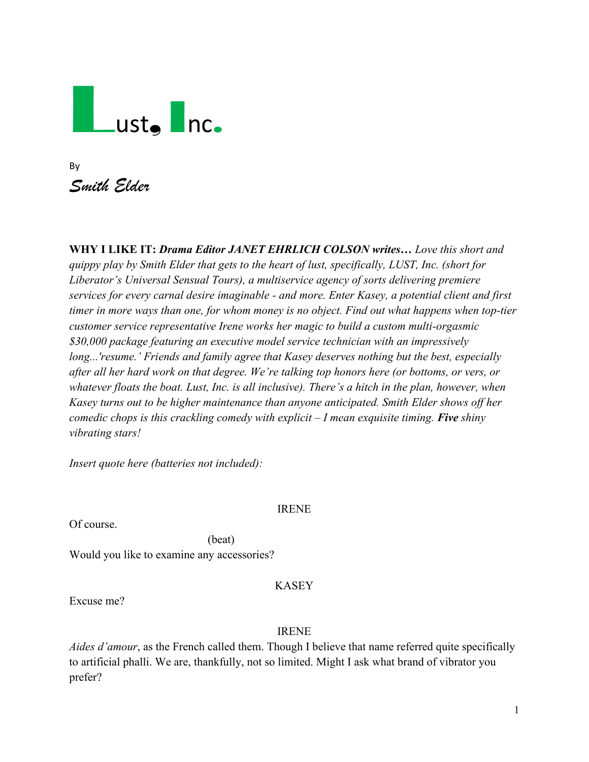# Lust, Inc.

By

*Smith Elder*

**WHY I LIKE IT:** ***Drama Editor JANET EHRLICH COLSON writes…*** *Love this short and quippy play by Smith Elder that gets to the heart of lust, specifically, LUST, Inc. (short for Liberator's Universal Sensual Tours), a multiservice agency of sorts delivering premiere services for every carnal desire imaginable - and more. Enter Kasey, a potential client and first timer in more ways than one, for whom money is no object. Find out what happens when top-tier customer service representative Irene works her magic to build a custom multi-orgasmic $30,000 package featuring an executive model service technician with an impressively long...'resume.' Friends and family agree that Kasey deserves nothing but the best, especially after all her hard work on that degree. We're talking top honors here (or bottoms, or vers, or whatever floats the boat. Lust, Inc. is all inclusive). There's a hitch in the plan, however, when Kasey turns out to be higher maintenance than anyone anticipated. Smith Elder shows off her comedic chops is this crackling comedy with explicit – I mean exquisite timing.* ***Five*** *shiny vibrating stars!*

*Insert quote here (batteries not included):*

IRENE

Of course.

(beat)

Would you like to examine any accessories?

KASEY

Excuse me?

IRENE

*Aides d'amour*, as the French called them. Though I believe that name referred quite specifically to artificial phalli. We are, thankfully, not so limited. Might I ask what brand of vibrator you prefer?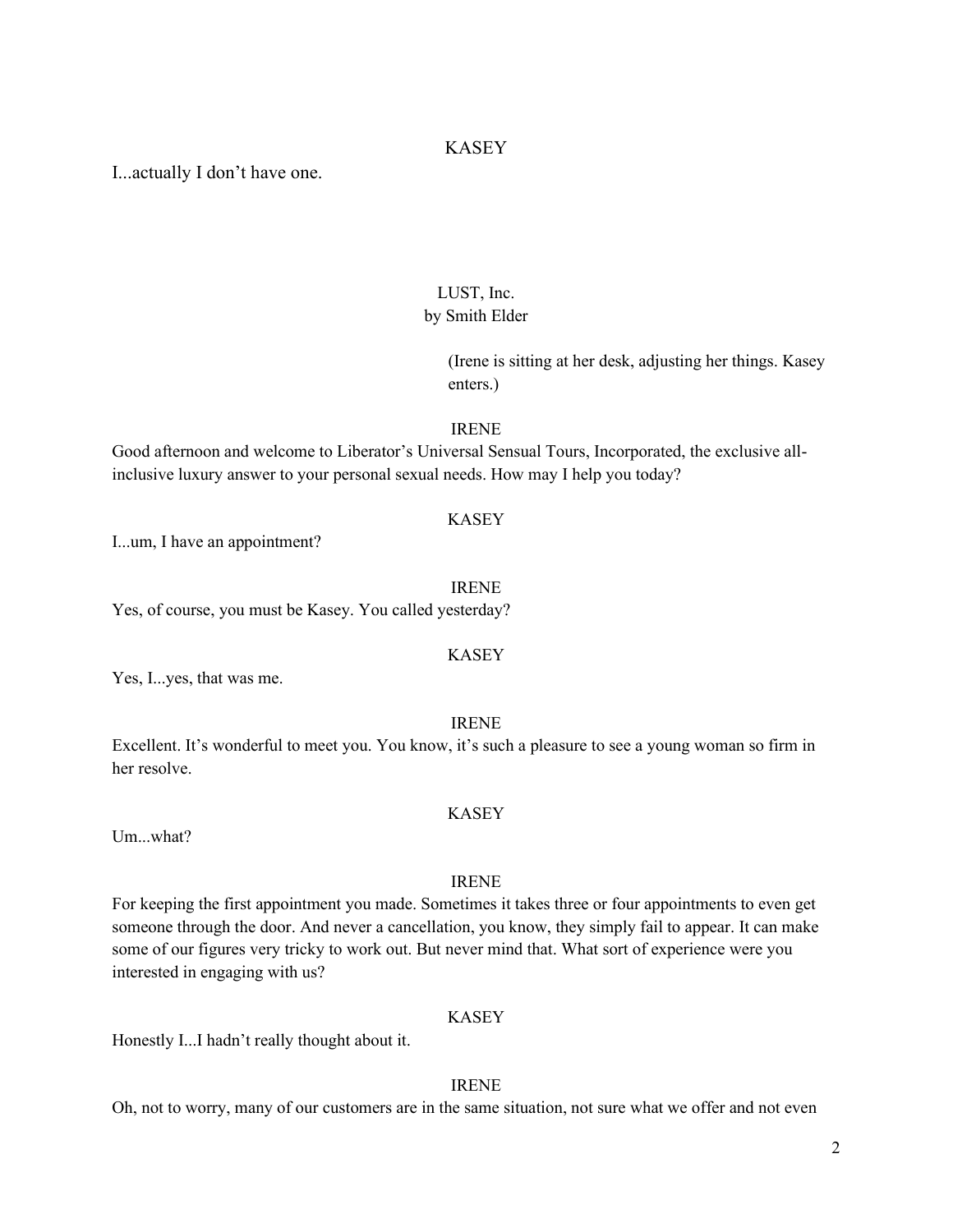KASEY

I...actually I don't have one.

LUST, Inc.
by Smith Elder

(Irene is sitting at her desk, adjusting her things. Kasey enters.)

IRENE

Good afternoon and welcome to Liberator's Universal Sensual Tours, Incorporated, the exclusive all-inclusive luxury answer to your personal sexual needs. How may I help you today?

KASEY

I...um, I have an appointment?

IRENE

Yes, of course, you must be Kasey. You called yesterday?

KASEY

Yes, I...yes, that was me.

IRENE

Excellent. It's wonderful to meet you. You know, it's such a pleasure to see a young woman so firm in her resolve.

KASEY

Um...what?

IRENE

For keeping the first appointment you made. Sometimes it takes three or four appointments to even get someone through the door. And never a cancellation, you know, they simply fail to appear. It can make some of our figures very tricky to work out. But never mind that. What sort of experience were you interested in engaging with us?

KASEY

Honestly I...I hadn't really thought about it.

IRENE

Oh, not to worry, many of our customers are in the same situation, not sure what we offer and not even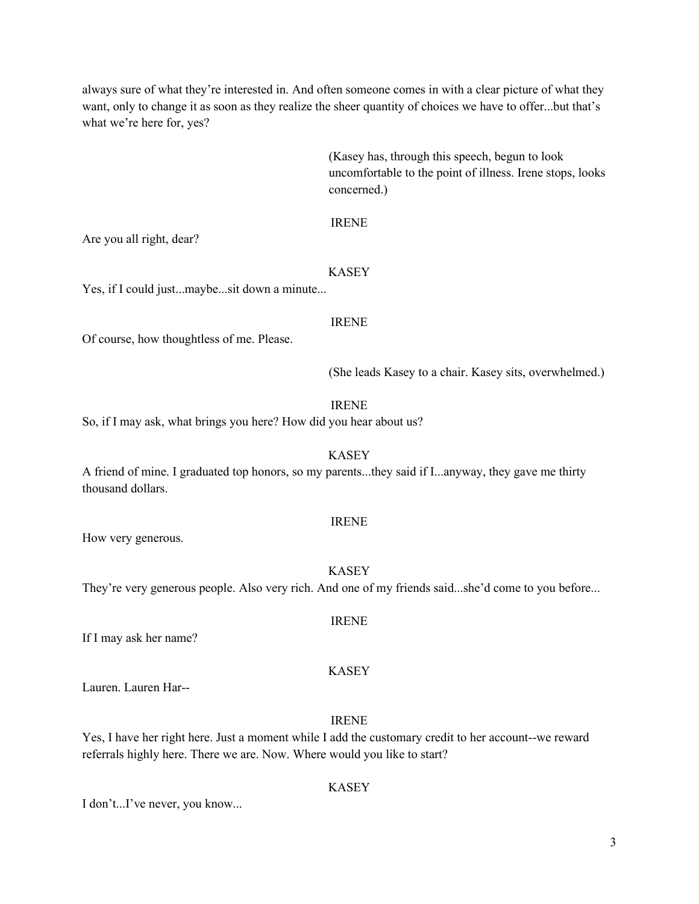always sure of what they're interested in. And often someone comes in with a clear picture of what they want, only to change it as soon as they realize the sheer quantity of choices we have to offer...but that's what we're here for, yes?

(Kasey has, through this speech, begun to look uncomfortable to the point of illness. Irene stops, looks concerned.)

IRENE

Are you all right, dear?

KASEY

Yes, if I could just...maybe...sit down a minute...

IRENE

Of course, how thoughtless of me. Please.

(She leads Kasey to a chair. Kasey sits, overwhelmed.)

IRENE

So, if I may ask, what brings you here? How did you hear about us?

KASEY

A friend of mine. I graduated top honors, so my parents...they said if I...anyway, they gave me thirty thousand dollars.

IRENE

How very generous.

KASEY

They're very generous people. Also very rich. And one of my friends said...she'd come to you before...

IRENE

If I may ask her name?

KASEY

Lauren. Lauren Har--

IRENE

Yes, I have her right here. Just a moment while I add the customary credit to her account--we reward referrals highly here. There we are. Now. Where would you like to start?

KASEY

I don't...I've never, you know...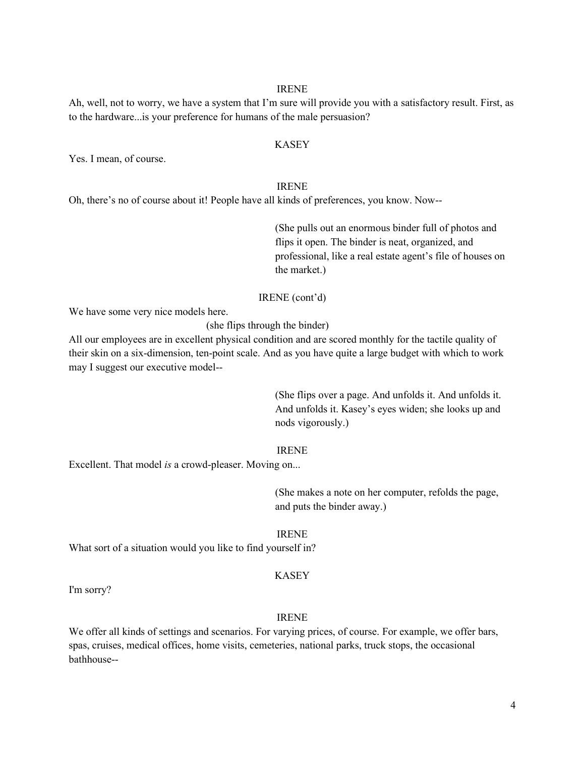IRENE

Ah, well, not to worry, we have a system that I'm sure will provide you with a satisfactory result. First, as to the hardware...is your preference for humans of the male persuasion?

KASEY

Yes. I mean, of course.

IRENE

Oh, there's no of course about it! People have all kinds of preferences, you know. Now--

(She pulls out an enormous binder full of photos and flips it open. The binder is neat, organized, and professional, like a real estate agent's file of houses on the market.)

IRENE (cont'd)

We have some very nice models here.

(she flips through the binder)

All our employees are in excellent physical condition and are scored monthly for the tactile quality of their skin on a six-dimension, ten-point scale. And as you have quite a large budget with which to work may I suggest our executive model--

(She flips over a page. And unfolds it. And unfolds it. And unfolds it. Kasey's eyes widen; she looks up and nods vigorously.)

IRENE

Excellent. That model *is* a crowd-pleaser. Moving on...

(She makes a note on her computer, refolds the page, and puts the binder away.)

IRENE

What sort of a situation would you like to find yourself in?

KASEY

I'm sorry?

IRENE

We offer all kinds of settings and scenarios. For varying prices, of course. For example, we offer bars, spas, cruises, medical offices, home visits, cemeteries, national parks, truck stops, the occasional bathhouse--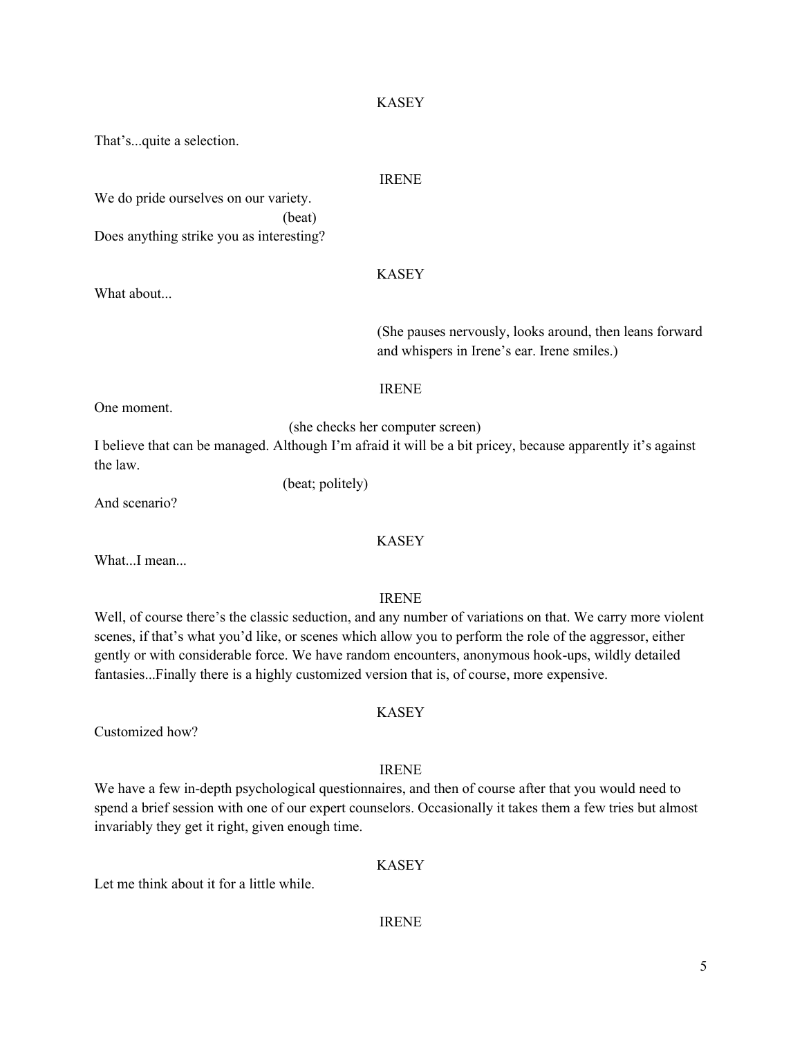KASEY

That's...quite a selection.

IRENE

We do pride ourselves on our variety.

(beat)

Does anything strike you as interesting?

KASEY

What about...

(She pauses nervously, looks around, then leans forward and whispers in Irene's ear. Irene smiles.)

IRENE

One moment.

(she checks her computer screen)

I believe that can be managed. Although I'm afraid it will be a bit pricey, because apparently it's against the law.

(beat; politely)

And scenario?

KASEY

What...I mean...

IRENE

Well, of course there's the classic seduction, and any number of variations on that. We carry more violent scenes, if that's what you'd like, or scenes which allow you to perform the role of the aggressor, either gently or with considerable force. We have random encounters, anonymous hook-ups, wildly detailed fantasies...Finally there is a highly customized version that is, of course, more expensive.

KASEY

Customized how?

IRENE

We have a few in-depth psychological questionnaires, and then of course after that you would need to spend a brief session with one of our expert counselors. Occasionally it takes them a few tries but almost invariably they get it right, given enough time.

KASEY

Let me think about it for a little while.

IRENE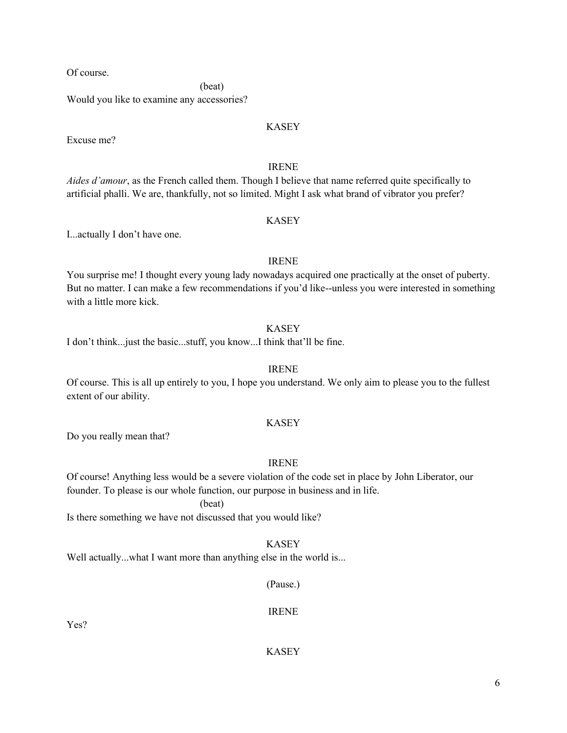Of course.

(beat)

Would you like to examine any accessories?

KASEY

Excuse me?

IRENE

*Aides d'amour*, as the French called them. Though I believe that name referred quite specifically to artificial phalli. We are, thankfully, not so limited. Might I ask what brand of vibrator you prefer?

KASEY

I...actually I don't have one.

IRENE

You surprise me! I thought every young lady nowadays acquired one practically at the onset of puberty. But no matter. I can make a few recommendations if you'd like--unless you were interested in something with a little more kick.

KASEY

I don't think...just the basic...stuff, you know...I think that'll be fine.

IRENE

Of course. This is all up entirely to you, I hope you understand. We only aim to please you to the fullest extent of our ability.

KASEY

Do you really mean that?

IRENE

Of course! Anything less would be a severe violation of the code set in place by John Liberator, our founder. To please is our whole function, our purpose in business and in life.

(beat)

Is there something we have not discussed that you would like?

KASEY

Well actually...what I want more than anything else in the world is...

(Pause.)

IRENE

Yes?

KASEY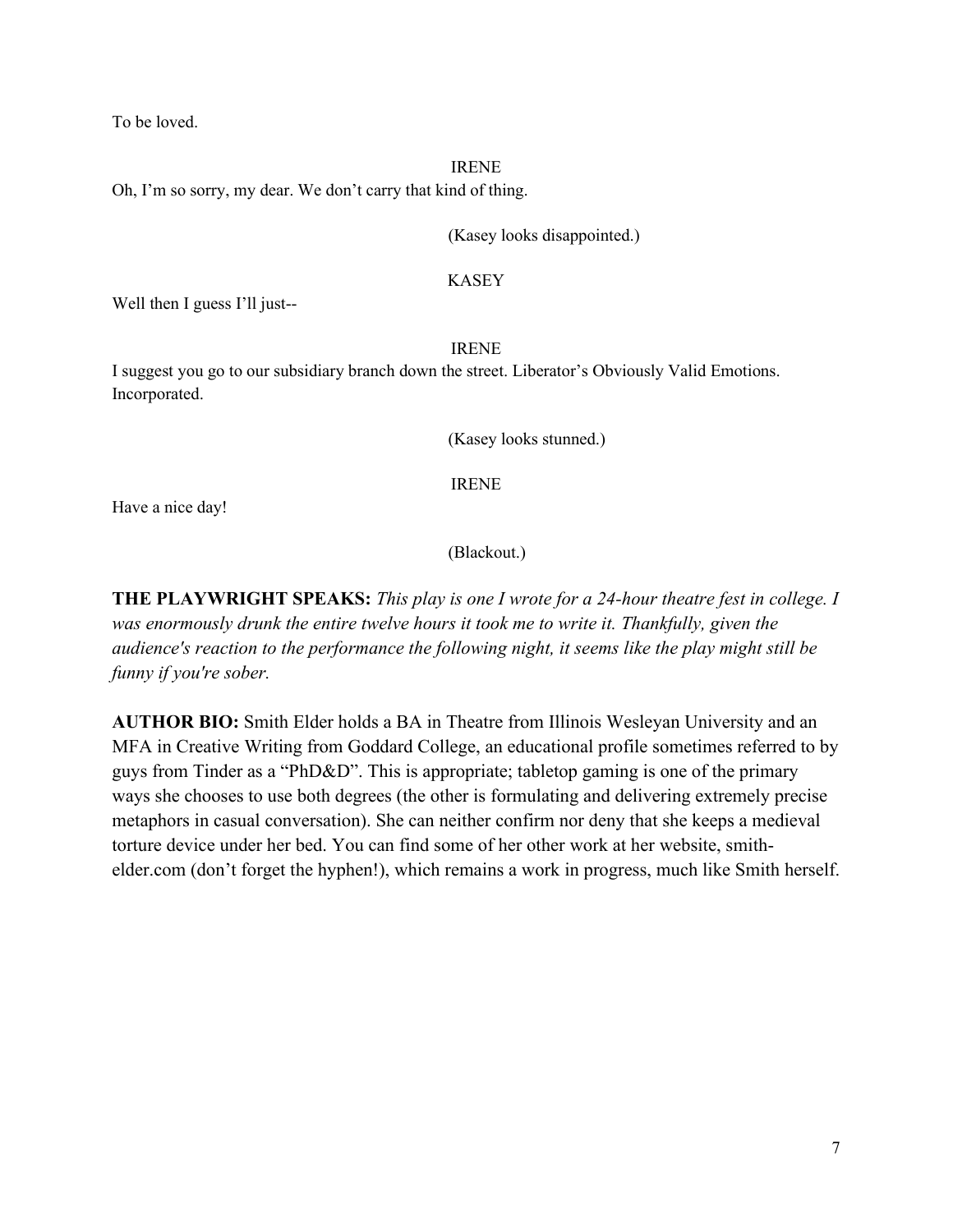To be loved.

IRENE

Oh, I'm so sorry, my dear. We don't carry that kind of thing.

(Kasey looks disappointed.)

KASEY

Well then I guess I'll just--

IRENE

I suggest you go to our subsidiary branch down the street. Liberator's Obviously Valid Emotions. Incorporated.

(Kasey looks stunned.)

IRENE

Have a nice day!

(Blackout.)

**THE PLAYWRIGHT SPEAKS:** *This play is one I wrote for a 24-hour theatre fest in college. I was enormously drunk the entire twelve hours it took me to write it. Thankfully, given the audience's reaction to the performance the following night, it seems like the play might still be funny if you're sober.*

**AUTHOR BIO:** Smith Elder holds a BA in Theatre from Illinois Wesleyan University and an MFA in Creative Writing from Goddard College, an educational profile sometimes referred to by guys from Tinder as a "PhD&D". This is appropriate; tabletop gaming is one of the primary ways she chooses to use both degrees (the other is formulating and delivering extremely precise metaphors in casual conversation). She can neither confirm nor deny that she keeps a medieval torture device under her bed. You can find some of her other work at her website, smith-elder.com (don't forget the hyphen!), which remains a work in progress, much like Smith herself.